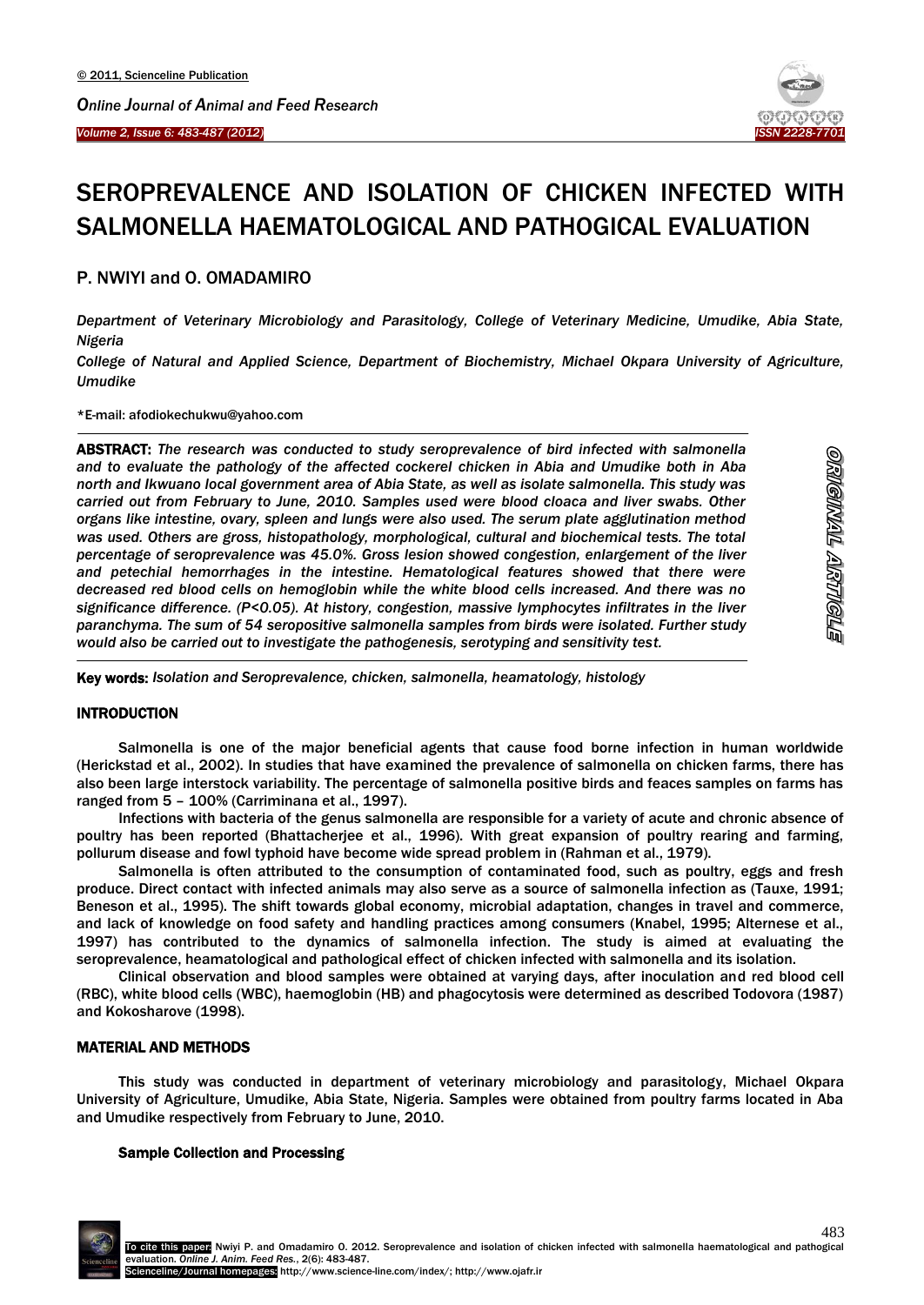# SEROPREVALENCE AND ISOLATION OF CHICKEN INFECTED WITH SALMONELLA HAEMATOLOGICAL AND PATHOGICAL EVALUATION

P. NWIYI and O. OMADAMIRO

*Department of Veterinary Microbiology and Parasitology, College of Veterinary Medicine, Umudike, Abia State, Nigeria*

*College of Natural and Applied Science, Department of Biochemistry, Michael Okpara University of Agriculture, Umudike*

*E-mail: afodiokechukwu@yahoo.com

**ABSTRACT:** *The research was conducted to study seroprevalence of bird infected with salmonella and to evaluate the pathology of the affected cockerel chicken in Abia and Umudike both in Aba north and Ikwuano local government area of Abia State, as well as isolate salmonella. This study was carried out from February to June, 2010. Samples used were blood cloaca and liver swabs. Other organs like intestine, ovary, spleen and lungs were also used. The serum plate agglutination method was used. Others are gross, histopathology, morphological, cultural and biochemical tests. The total percentage of seroprevalence was 45.0%. Gross lesion showed congestion, enlargement of the liver and petechial hemorrhages in the intestine. Hematological features showed that there were decreased red blood cells on hemoglobin while the white blood cells increased. And there was no significance difference. (P<0.05). At history, congestion, massive lymphocytes infiltrates in the liver paranchyma. The sum of 54 seropositive salmonella samples from birds were isolated. Further study would also be carried out to investigate the pathogenesis, serotyping and sensitivity test.*

**ORIGINAL ARTICLE**

**Key words:** *Isolation and Seroprevalence, chicken, salmonella, heamatology, histology*

## INTRODUCTION

Salmonella is one of the major beneficial agents that cause food borne infection in human worldwide (Herickstad et al., 2002). In studies that have examined the prevalence of salmonella on chicken farms, there has also been large interstock variability. The percentage of salmonella positive birds and feaces samples on farms has ranged from 5 – 100% (Carriminana et al., 1997).

Infections with bacteria of the genus salmonella are responsible for a variety of acute and chronic absence of poultry has been reported (Bhattacherjee et al., 1996). With great expansion of poultry rearing and farming, pollurum disease and fowl typhoid have become wide spread problem in (Rahman et al., 1979).

Salmonella is often attributed to the consumption of contaminated food, such as poultry, eggs and fresh produce. Direct contact with infected animals may also serve as a source of salmonella infection as (Tauxe, 1991; Beneson et al., 1995). The shift towards global economy, microbial adaptation, changes in travel and commerce, and lack of knowledge on food safety and handling practices among consumers (Knabel, 1995; Alternese et al., 1997) has contributed to the dynamics of salmonella infection. The study is aimed at evaluating the seroprevalence, heamatological and pathological effect of chicken infected with salmonella and its isolation.

Clinical observation and blood samples were obtained at varying days, after inoculation and red blood cell (RBC), white blood cells (WBC), haemoglobin (HB) and phagocytosis were determined as described Todovora (1987) and Kokosharove (1998).

## MATERIAL AND METHODS

This study was conducted in department of veterinary microbiology and parasitology, Michael Okpara University of Agriculture, Umudike, Abia State, Nigeria. Samples were obtained from poultry farms located in Aba and Umudike respectively from February to June, 2010.

### Sample Collection and Processing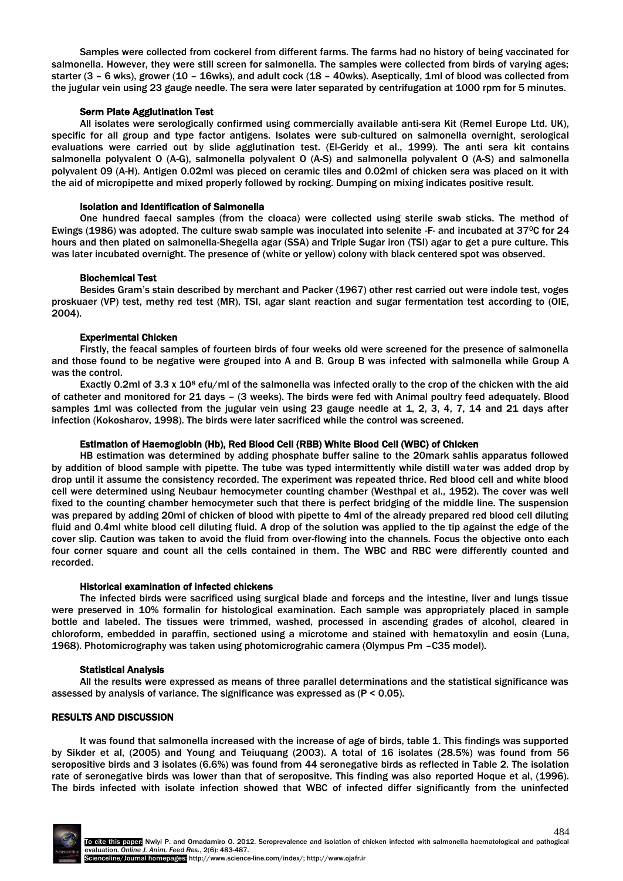Samples were collected from cockerel from different farms. The farms had no history of being vaccinated for salmonella. However, they were still screen for salmonella. The samples were collected from birds of varying ages; starter (3 – 6 wks), grower (10 – 16wks), and adult cock (18 – 40wks). Aseptically, 1ml of blood was collected from the jugular vein using 23 gauge needle. The sera were later separated by centrifugation at 1000 rpm for 5 minutes.

### Serm Plate Agglutination Test

All isolates were serologically confirmed using commercially available anti-sera Kit (Remel Europe Ltd. UK), specific for all group and type factor antigens. Isolates were sub-cultured on salmonella overnight, serological evaluations were carried out by slide agglutination test. (El-Geridy et al., 1999). The anti sera kit contains salmonella polyvalent O (A-G), salmonella polyvalent O (A-S) and salmonella polyvalent O (A-S) and salmonella polyvalent O9 (A-H). Antigen 0.02ml was pieced on ceramic tiles and 0.02ml of chicken sera was placed on it with the aid of micropipette and mixed properly followed by rocking. Dumping on mixing indicates positive result.

### Isolation and Identification of Salmonella

One hundred faecal samples (from the cloaca) were collected using sterile swab sticks. The method of Ewings (1986) was adopted. The culture swab sample was inoculated into selenite -F- and incubated at 37$^0$C for 24 hours and then plated on salmonella-Shegella agar (SSA) and Triple Sugar iron (TSI) agar to get a pure culture. This was later incubated overnight. The presence of (white or yellow) colony with black centered spot was observed.

### Biochemical Test

Besides Gram's stain described by merchant and Packer (1967) other rest carried out were indole test, voges proskuaer (VP) test, methy red test (MR), TSI, agar slant reaction and sugar fermentation test according to (OIE, 2004).

### Experimental Chicken

Firstly, the feacal samples of fourteen birds of four weeks old were screened for the presence of salmonella and those found to be negative were grouped into A and B. Group B was infected with salmonella while Group A was the control.

Exactly 0.2ml of $3.3 \times 10^8$ efu/ml of the salmonella was infected orally to the crop of the chicken with the aid of catheter and monitored for 21 days – (3 weeks). The birds were fed with Animal poultry feed adequately. Blood samples 1ml was collected from the jugular vein using 23 gauge needle at 1, 2, 3, 4, 7, 14 and 21 days after infection (Kokosharov, 1998). The birds were later sacrificed while the control was screened.

### Estimation of Haemoglobin (Hb), Red Blood Cell (RBB) White Blood Cell (WBC) of Chicken

HB estimation was determined by adding phosphate buffer saline to the 20mark sahlis apparatus followed by addition of blood sample with pipette. The tube was typed intermittently while distill water was added drop by drop until it assume the consistency recorded. The experiment was repeated thrice. Red blood cell and white blood cell were determined using Neubaur hemocymeter counting chamber (Westhpal et al., 1952). The cover was well fixed to the counting chamber hemocymeter such that there is perfect bridging of the middle line. The suspension was prepared by adding 20ml of chicken of blood with pipette to 4ml of the already prepared red blood cell diluting fluid and 0.4ml white blood cell diluting fluid. A drop of the solution was applied to the tip against the edge of the cover slip. Caution was taken to avoid the fluid from over-flowing into the channels. Focus the objective onto each four corner square and count all the cells contained in them. The WBC and RBC were differently counted and recorded.

### Historical examination of infected chickens

The infected birds were sacrificed using surgical blade and forceps and the intestine, liver and lungs tissue were preserved in 10% formalin for histological examination. Each sample was appropriately placed in sample bottle and labeled. The tissues were trimmed, washed, processed in ascending grades of alcohol, cleared in chloroform, embedded in paraffin, sectioned using a microtome and stained with hematoxylin and eosin (Luna, 1968). Photomicrography was taken using photomicrograhic camera (Olympus Pm –C35 model).

### Statistical Analysis

All the results were expressed as means of three parallel determinations and the statistical significance was assessed by analysis of variance. The significance was expressed as ($P < 0.05$).

## RESULTS AND DISCUSSION

It was found that salmonella increased with the increase of age of birds, table 1. This findings was supported by Sikder et al, (2005) and Young and Teiuquang (2003). A total of 16 isolates (28.5%) was found from 56 seropositive birds and 3 isolates (6.6%) was found from 44 seronegative birds as reflected in Table 2. The isolation rate of seronegative birds was lower than that of seropositve. This finding was also reported Hoque et al, (1996). The birds infected with isolate infection showed that WBC of infected differ significantly from the uninfected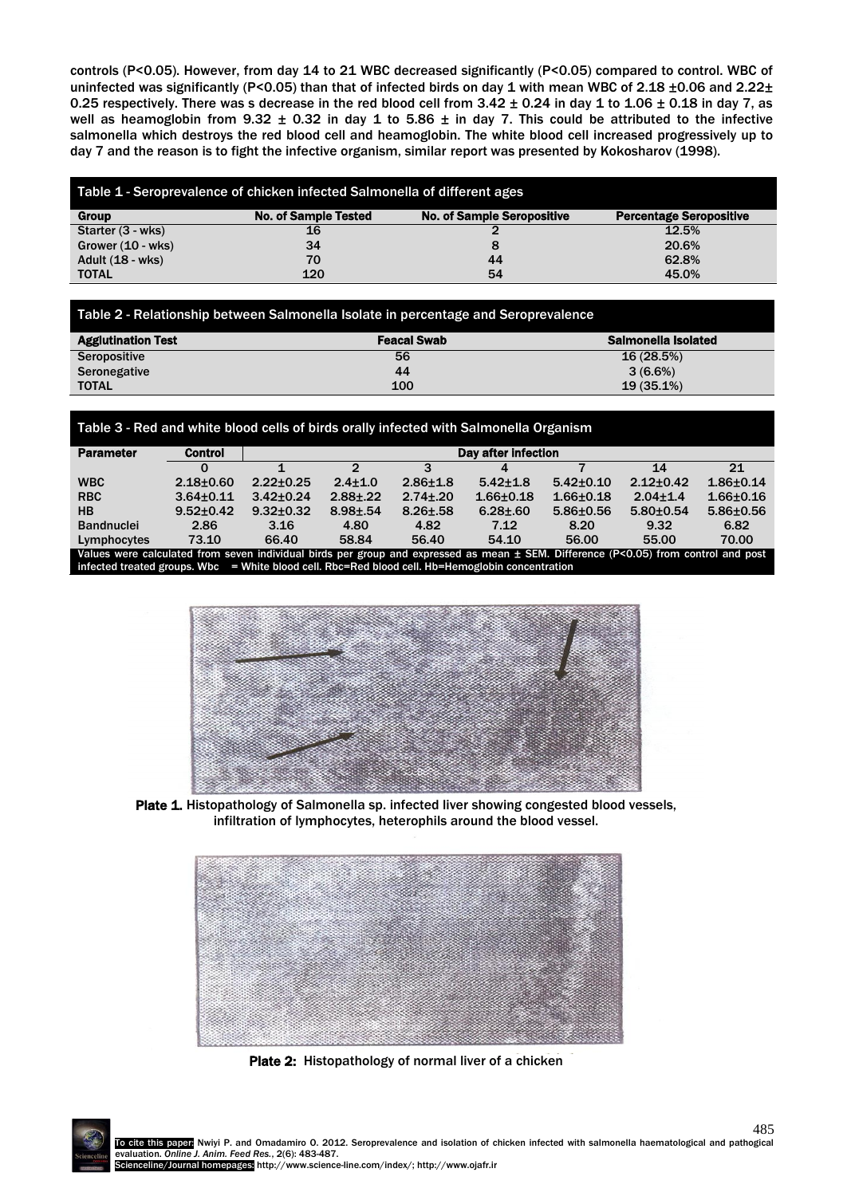controls (P<0.05). However, from day 14 to 21 WBC decreased significantly (P<0.05) compared to control. WBC of uninfected was significantly (P<0.05) than that of infected birds on day 1 with mean WBC of 2.18 ±0.06 and 2.22± 0.25 respectively. There was s decrease in the red blood cell from 3.42 ± 0.24 in day 1 to 1.06 ± 0.18 in day 7, as well as heamoglobin from 9.32 ± 0.32 in day 1 to 5.86 ± in day 7. This could be attributed to the infective salmonella which destroys the red blood cell and heamoglobin. The white blood cell increased progressively up to day 7 and the reason is to fight the infective organism, similar report was presented by Kokosharov (1998).

**Table 1 - Seroprevalence of chicken infected Salmonella of different ages**

| Group | No. of Sample Tested | No. of Sample Seropositive | Percentage Seropositive |
|---|---|---|---|
| Starter (3 - wks) | 16 | 2 | 12.5% |
| Grower (10 - wks) | 34 | 8 | 20.6% |
| Adult (18 - wks) | 70 | 44 | 62.8% |
| TOTAL | 120 | 54 | 45.0% |

**Table 2 - Relationship between Salmonella Isolate in percentage and Seroprevalence**

| Agglutination Test | Feacal Swab | Salmonella Isolated |
|---|---|---|
| Seropositive | 56 | 16 (28.5%) |
| Seronegative | 44 | 3 (6.6%) |
| TOTAL | 100 | 19 (35.1%) |

**Table 3 - Red and white blood cells of birds orally infected with Salmonella Organism**

| Parameter | Control | Day after infection | | | | | | |
|---|---|---|---|---|---|---|---|---|
| | 0 | 1 | 2 | 3 | 4 | 7 | 14 | 21 |
| WBC | 2.18±0.60 | 2.22±0.25 | 2.4±1.0 | 2.86±1.8 | 5.42±1.8 | 5.42±0.10 | 2.12±0.42 | 1.86±0.14 |
| RBC | 3.64±0.11 | 3.42±0.24 | 2.88±.22 | 2.74±.20 | 1.66±0.18 | 1.66±0.18 | 2.04±1.4 | 1.66±0.16 |
| HB | 9.52±0.42 | 9.32±0.32 | 8.98±.54 | 8.26±.58 | 6.28±.60 | 5.86±0.56 | 5.80±0.54 | 5.86±0.56 |
| Bandnuclei | 2.86 | 3.16 | 4.80 | 4.82 | 7.12 | 8.20 | 9.32 | 6.82 |
| Lymphocytes | 73.10 | 66.40 | 58.84 | 56.40 | 54.10 | 56.00 | 55.00 | 70.00 |

Values were calculated from seven individual birds per group and expressed as mean ± SEM. Difference (P<0.05) from control and post infected treated groups. Wbc = White blood cell. Rbc=Red blood cell. Hb=Hemoglobin concentration

**Plate 1.** Histopathology of Salmonella sp. infected liver showing congested blood vessels, infiltration of lymphocytes, heterophils around the blood vessel.

**Plate 2:** Histopathology of normal liver of a chicken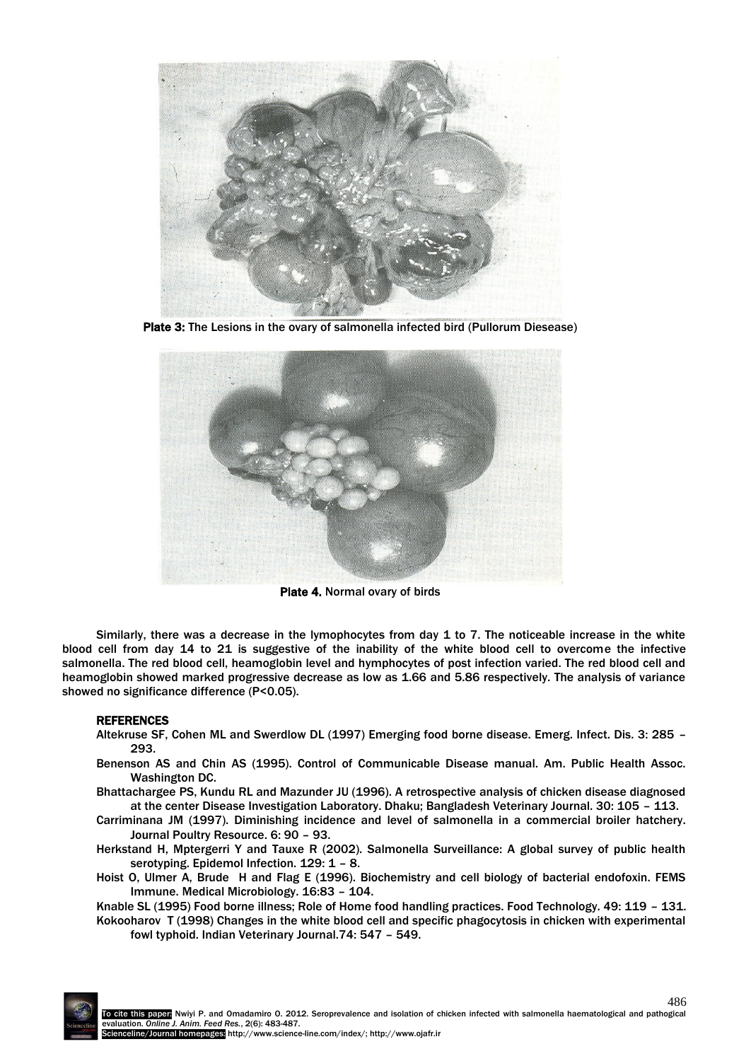Plate 3: The Lesions in the ovary of salmonella infected bird (Pullorum Diesease)

Plate 4. Normal ovary of birds

Similarly, there was a decrease in the lymophocytes from day 1 to 7. The noticeable increase in the white blood cell from day 14 to 21 is suggestive of the inability of the white blood cell to overcome the infective salmonella. The red blood cell, heamoglobin level and hymphocytes of post infection varied. The red blood cell and heamoglobin showed marked progressive decrease as low as 1.66 and 5.86 respectively. The analysis of variance showed no significance difference ($P<0.05$).

## REFERENCES

Altekruse SF, Cohen ML and Swerdlow DL (1997) Emerging food borne disease. Emerg. Infect. Dis. 3: 285 – 293.

Benenson AS and Chin AS (1995). Control of Communicable Disease manual. Am. Public Health Assoc. Washington DC.

Bhattachargee PS, Kundu RL and Mazunder JU (1996). A retrospective analysis of chicken disease diagnosed at the center Disease Investigation Laboratory. Dhaku; Bangladesh Veterinary Journal. 30: 105 – 113.

Carriminana JM (1997). Diminishing incidence and level of salmonella in a commercial broiler hatchery. Journal Poultry Resource. 6: 90 – 93.

Herkstand H, Mptergerri Y and Tauxe R (2002). Salmonella Surveillance: A global survey of public health serotyping. Epidemol Infection. 129: 1 – 8.

Hoist O, Ulmer A, Brude H and Flag E (1996). Biochemistry and cell biology of bacterial endofoxin. FEMS Immune. Medical Microbiology. 16:83 – 104.

Knable SL (1995) Food borne illness; Role of Home food handling practices. Food Technology. 49: 119 – 131.

Kokooharov T (1998) Changes in the white blood cell and specific phagocytosis in chicken with experimental fowl typhoid. Indian Veterinary Journal.74: 547 – 549.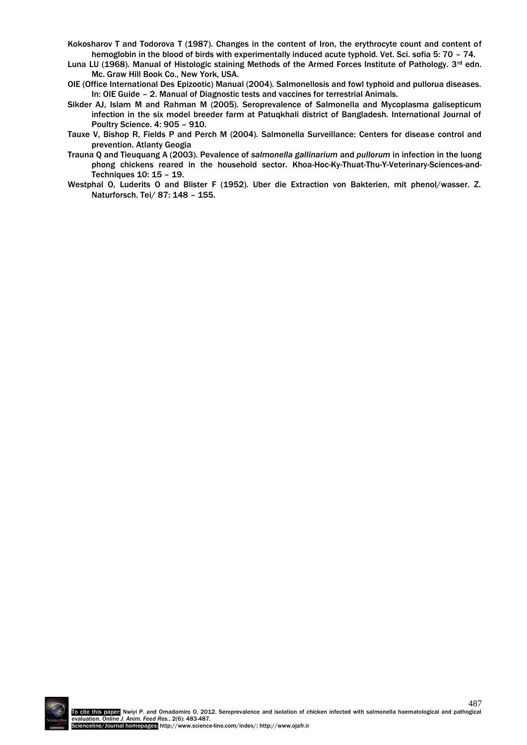Kokosharov T and Todorova T (1987). Changes in the content of Iron, the erythrocyte count and content of hemoglobin in the blood of birds with experimentally induced acute typhoid. Vet. Sci. sofia 5: 70 – 74.

Luna LU (1968). Manual of Histologic staining Methods of the Armed Forces Institute of Pathology. 3rd edn. Mc. Graw Hill Book Co., New York, USA.

OIE (Office International Des Epizootic) Manual (2004). Salmonellosis and fowl typhoid and pullorua diseases. In: OIE Guide – 2. Manual of Diagnostic tests and vaccines for terrestrial Animals.

Sikder AJ, Islam M and Rahman M (2005). Seroprevalence of Salmonella and Mycoplasma galisepticum infection in the six model breeder farm at Patuqkhali district of Bangladesh. International Journal of Poultry Science. 4: 905 – 910.

Tauxe V, Bishop R, Fields P and Perch M (2004). Salmonella Surveillance: Centers for disease control and prevention. Atlanty Geogia

Trauna Q and Tieuquang A (2003). Pevalence of *salmonella gallinarium* and *pullorum* in infection in the luong phong chickens reared in the household sector. Khoa-Hoc-Ky-Thuat-Thu-Y-Veterinary-Sciences-and-Techniques 10: 15 – 19.

Westphal O, Luderits O and Blister F (1952). Uber die Extraction von Bakterien, mit phenol/wasser. Z. Naturforsch. Tei/ 87: 148 – 155.